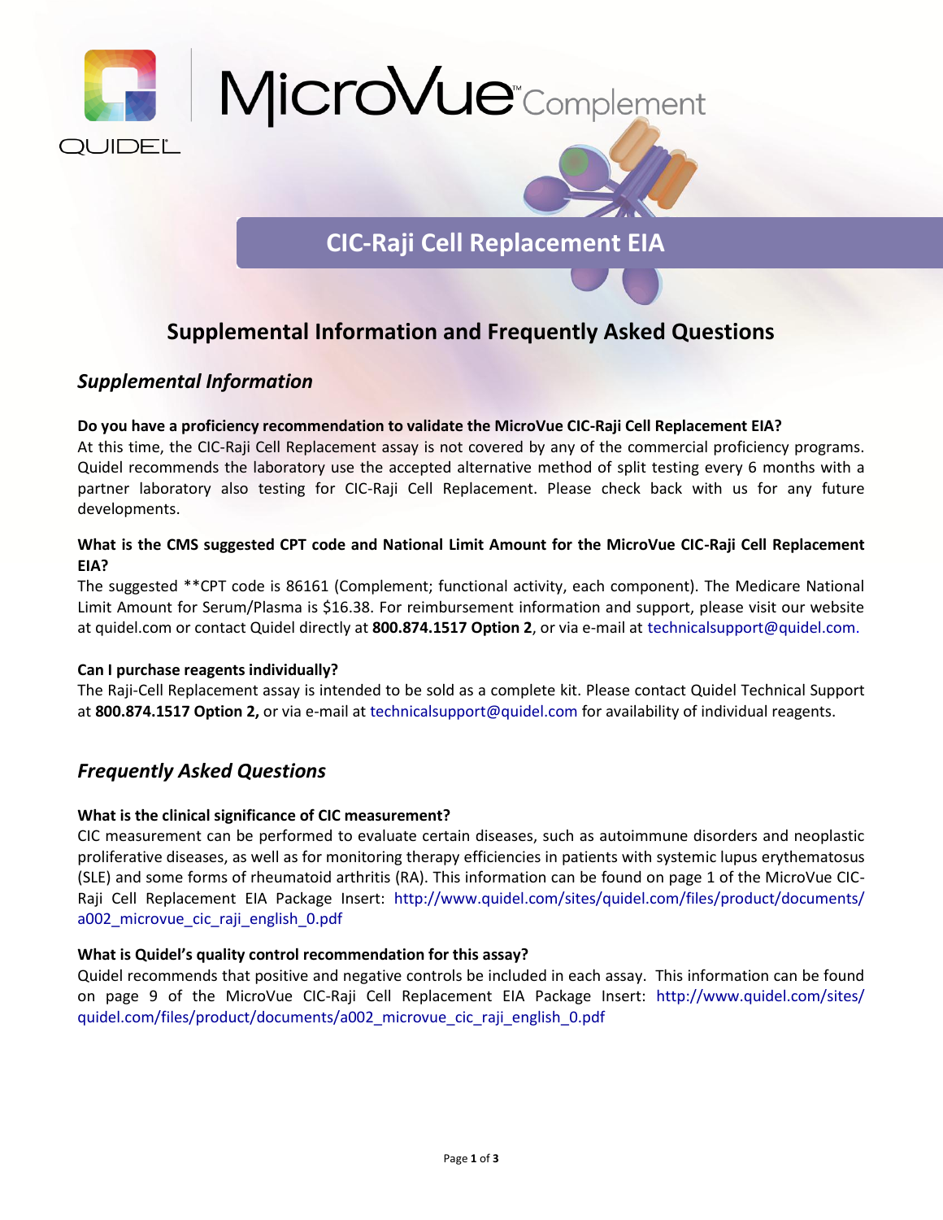# MicroVue™ Complement

## CIC-Raji Cell Replacement EIA

## Supplemental Information and Frequently Asked Questions

### *Supplemental Information*

**Do you have a proficiency recommendation to validate the MicroVue CIC-Raji Cell Replacement EIA?**
At this time, the CIC-Raji Cell Replacement assay is not covered by any of the commercial proficiency programs. Quidel recommends the laboratory use the accepted alternative method of split testing every 6 months with a partner laboratory also testing for CIC-Raji Cell Replacement. Please check back with us for any future developments.

**What is the CMS suggested CPT code and National Limit Amount for the MicroVue CIC-Raji Cell Replacement EIA?**
The suggested **CPT code is 86161 (Complement; functional activity, each component). The Medicare National Limit Amount for Serum/Plasma is $16.38. For reimbursement information and support, please visit our website at quidel.com or contact Quidel directly at **800.874.1517 Option 2**, or via e-mail at technicalsupport@quidel.com.

**Can I purchase reagents individually?**
The Raji-Cell Replacement assay is intended to be sold as a complete kit. Please contact Quidel Technical Support at **800.874.1517 Option 2,** or via e-mail at technicalsupport@quidel.com for availability of individual reagents.

### *Frequently Asked Questions*

**What is the clinical significance of CIC measurement?**
CIC measurement can be performed to evaluate certain diseases, such as autoimmune disorders and neoplastic proliferative diseases, as well as for monitoring therapy efficiencies in patients with systemic lupus erythematosus (SLE) and some forms of rheumatoid arthritis (RA). This information can be found on page 1 of the MicroVue CIC-Raji Cell Replacement EIA Package Insert: http://www.quidel.com/sites/quidel.com/files/product/documents/a002_microvue_cic_raji_english_0.pdf

**What is Quidel's quality control recommendation for this assay?**
Quidel recommends that positive and negative controls be included in each assay. This information can be found on page 9 of the MicroVue CIC-Raji Cell Replacement EIA Package Insert: http://www.quidel.com/sites/quidel.com/files/product/documents/a002_microvue_cic_raji_english_0.pdf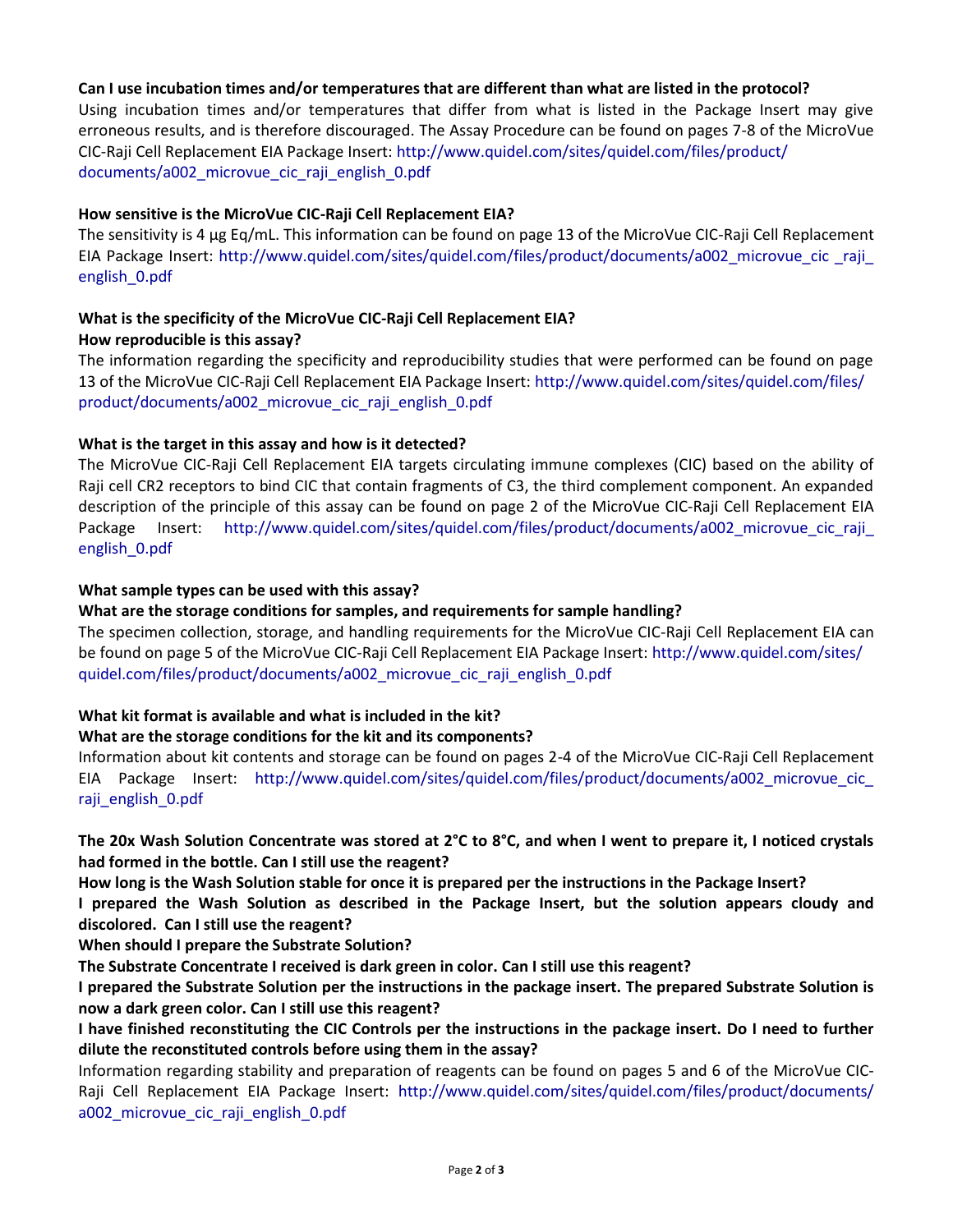**Can I use incubation times and/or temperatures that are different than what are listed in the protocol?**

Using incubation times and/or temperatures that differ from what is listed in the Package Insert may give erroneous results, and is therefore discouraged. The Assay Procedure can be found on pages 7-8 of the MicroVue CIC-Raji Cell Replacement EIA Package Insert: http://www.quidel.com/sites/quidel.com/files/product/documents/a002_microvue_cic_raji_english_0.pdf

**How sensitive is the MicroVue CIC-Raji Cell Replacement EIA?**

The sensitivity is 4 µg Eq/mL. This information can be found on page 13 of the MicroVue CIC-Raji Cell Replacement EIA Package Insert: http://www.quidel.com/sites/quidel.com/files/product/documents/a002_microvue_cic _raji_english_0.pdf

**What is the specificity of the MicroVue CIC-Raji Cell Replacement EIA?**
**How reproducible is this assay?**

The information regarding the specificity and reproducibility studies that were performed can be found on page 13 of the MicroVue CIC-Raji Cell Replacement EIA Package Insert: http://www.quidel.com/sites/quidel.com/files/product/documents/a002_microvue_cic_raji_english_0.pdf

**What is the target in this assay and how is it detected?**

The MicroVue CIC-Raji Cell Replacement EIA targets circulating immune complexes (CIC) based on the ability of Raji cell CR2 receptors to bind CIC that contain fragments of C3, the third complement component. An expanded description of the principle of this assay can be found on page 2 of the MicroVue CIC-Raji Cell Replacement EIA Package Insert: http://www.quidel.com/sites/quidel.com/files/product/documents/a002_microvue_cic_raji_english_0.pdf

**What sample types can be used with this assay?**
**What are the storage conditions for samples, and requirements for sample handling?**

The specimen collection, storage, and handling requirements for the MicroVue CIC-Raji Cell Replacement EIA can be found on page 5 of the MicroVue CIC-Raji Cell Replacement EIA Package Insert: http://www.quidel.com/sites/quidel.com/files/product/documents/a002_microvue_cic_raji_english_0.pdf

**What kit format is available and what is included in the kit?**
**What are the storage conditions for the kit and its components?**

Information about kit contents and storage can be found on pages 2-4 of the MicroVue CIC-Raji Cell Replacement EIA Package Insert: http://www.quidel.com/sites/quidel.com/files/product/documents/a002_microvue_cic_raji_english_0.pdf

**The 20x Wash Solution Concentrate was stored at 2°C to 8°C, and when I went to prepare it, I noticed crystals had formed in the bottle. Can I still use the reagent?**
**How long is the Wash Solution stable for once it is prepared per the instructions in the Package Insert?**
**I prepared the Wash Solution as described in the Package Insert, but the solution appears cloudy and discolored. Can I still use the reagent?**
**When should I prepare the Substrate Solution?**
**The Substrate Concentrate I received is dark green in color. Can I still use this reagent?**
**I prepared the Substrate Solution per the instructions in the package insert. The prepared Substrate Solution is now a dark green color. Can I still use this reagent?**
**I have finished reconstituting the CIC Controls per the instructions in the package insert. Do I need to further dilute the reconstituted controls before using them in the assay?**

Information regarding stability and preparation of reagents can be found on pages 5 and 6 of the MicroVue CIC-Raji Cell Replacement EIA Package Insert: http://www.quidel.com/sites/quidel.com/files/product/documents/a002_microvue_cic_raji_english_0.pdf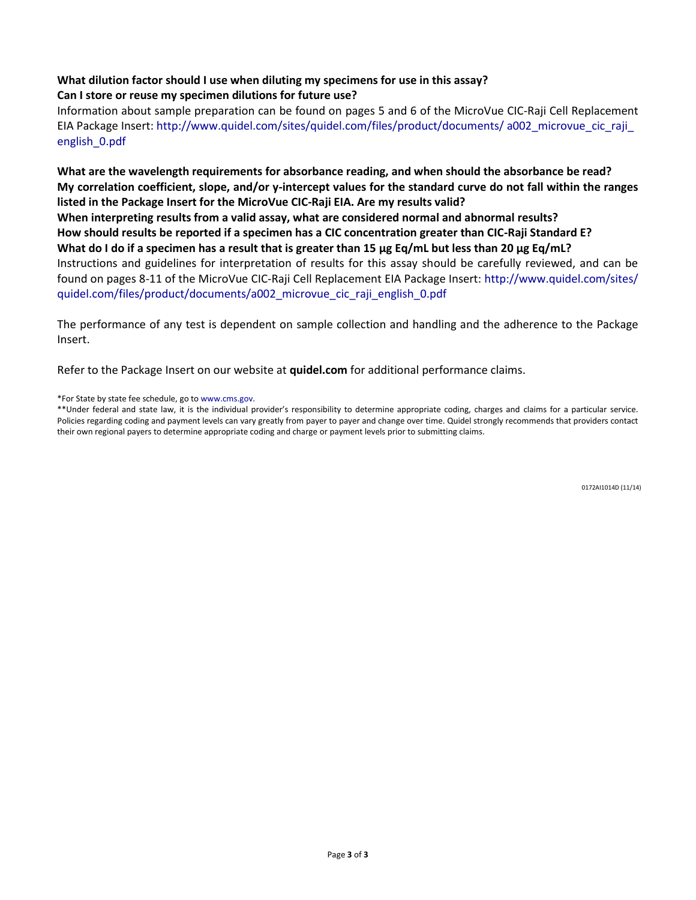**What dilution factor should I use when diluting my specimens for use in this assay?**
**Can I store or reuse my specimen dilutions for future use?**

Information about sample preparation can be found on pages 5 and 6 of the MicroVue CIC-Raji Cell Replacement EIA Package Insert: http://www.quidel.com/sites/quidel.com/files/product/documents/ a002_microvue_cic_raji_english_0.pdf

**What are the wavelength requirements for absorbance reading, and when should the absorbance be read?**
**My correlation coefficient, slope, and/or y-intercept values for the standard curve do not fall within the ranges listed in the Package Insert for the MicroVue CIC-Raji EIA. Are my results valid?**
**When interpreting results from a valid assay, what are considered normal and abnormal results?**
**How should results be reported if a specimen has a CIC concentration greater than CIC-Raji Standard E?**
**What do I do if a specimen has a result that is greater than 15 µg Eq/mL but less than 20 µg Eq/mL?**

Instructions and guidelines for interpretation of results for this assay should be carefully reviewed, and can be found on pages 8-11 of the MicroVue CIC-Raji Cell Replacement EIA Package Insert: http://www.quidel.com/sites/quidel.com/files/product/documents/a002_microvue_cic_raji_english_0.pdf

The performance of any test is dependent on sample collection and handling and the adherence to the Package Insert.

Refer to the Package Insert on our website at **quidel.com** for additional performance claims.

*For State by state fee schedule, go to www.cms.gov.

**Under federal and state law, it is the individual provider's responsibility to determine appropriate coding, charges and claims for a particular service. Policies regarding coding and payment levels can vary greatly from payer to payer and change over time. Quidel strongly recommends that providers contact their own regional payers to determine appropriate coding and charge or payment levels prior to submitting claims.

0172AI1014D (11/14)